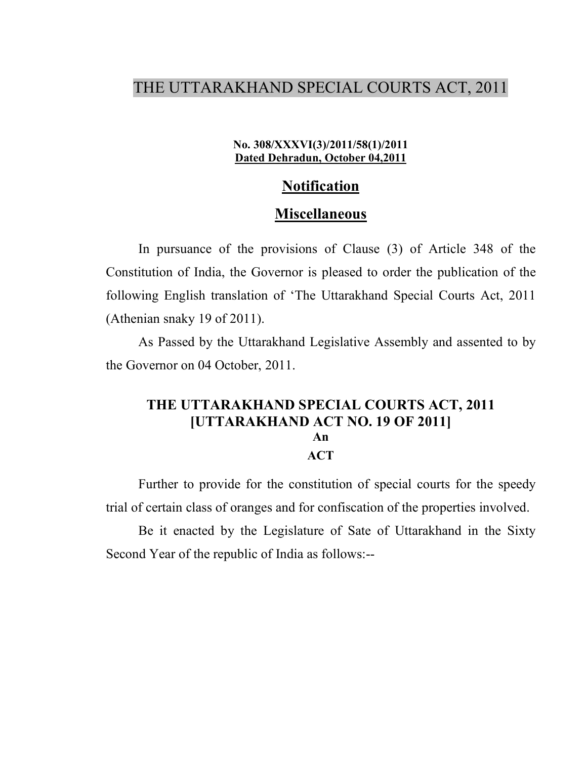# THE UTTARAKHAND SPECIAL COURTS ACT, 2011

**No. 308/XXXVI(3)/2011/58(1)/2011**
**Dated Dehradun, October 04,2011**

## Notification

## Miscellaneous

In pursuance of the provisions of Clause (3) of Article 348 of the Constitution of India, the Governor is pleased to order the publication of the following English translation of 'The Uttarakhand Special Courts Act, 2011 (Athenian snaky 19 of 2011).

As Passed by the Uttarakhand Legislative Assembly and assented to by the Governor on 04 October, 2011.

## THE UTTARAKHAND SPECIAL COURTS ACT, 2011
## [UTTARAKHAND ACT NO. 19 OF 2011]

**An**

**ACT**

Further to provide for the constitution of special courts for the speedy trial of certain class of oranges and for confiscation of the properties involved.

Be it enacted by the Legislature of Sate of Uttarakhand in the Sixty Second Year of the republic of India as follows:--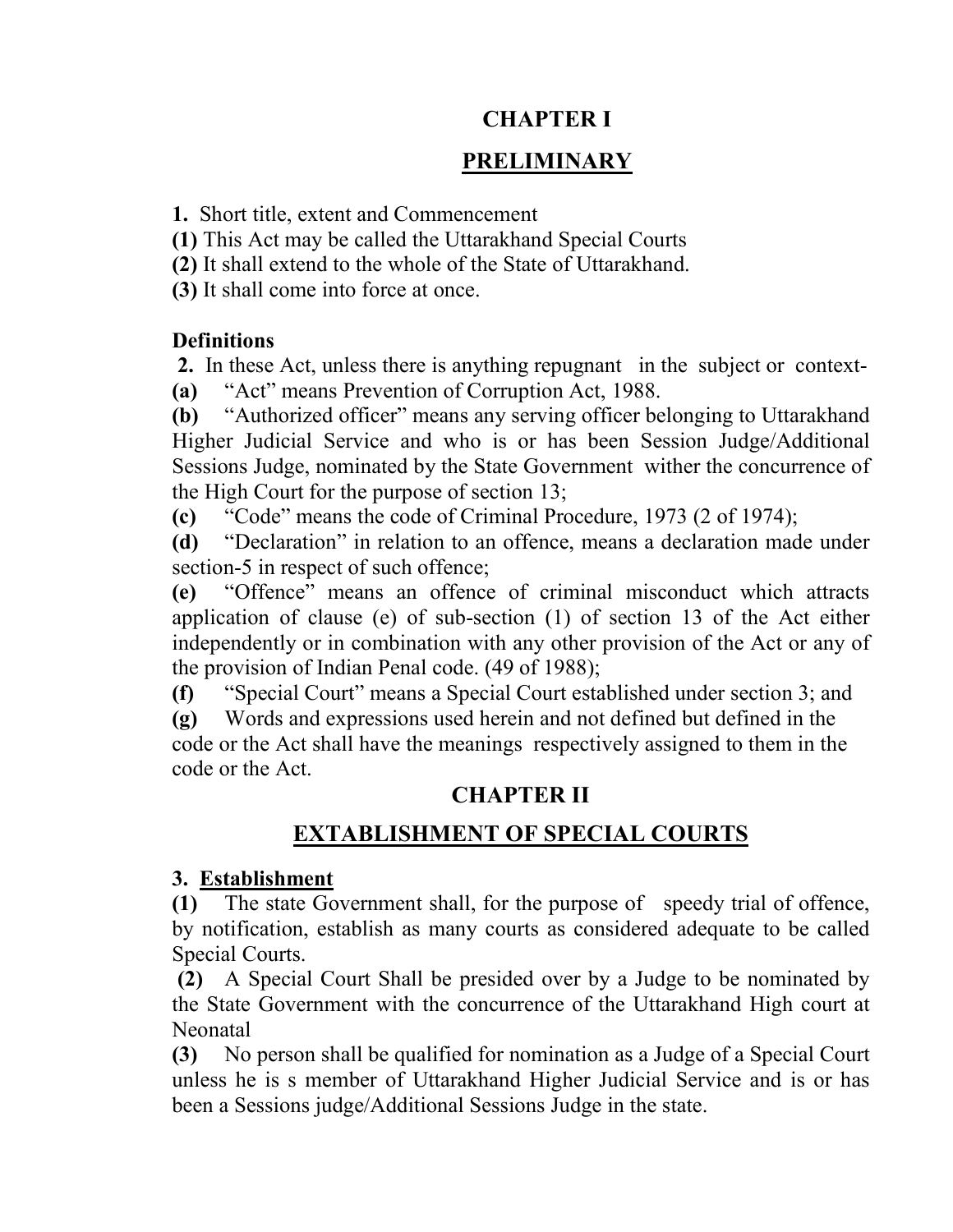# CHAPTER I

## PRELIMINARY

**1.** Short title, extent and Commencement

**(1)** This Act may be called the Uttarakhand Special Courts

**(2)** It shall extend to the whole of the State of Uttarakhand.

**(3)** It shall come into force at once.

**Definitions**

**2.** In these Act, unless there is anything repugnant in the subject or context-

**(a)** "Act" means Prevention of Corruption Act, 1988.

**(b)** "Authorized officer" means any serving officer belonging to Uttarakhand Higher Judicial Service and who is or has been Session Judge/Additional Sessions Judge, nominated by the State Government wither the concurrence of the High Court for the purpose of section 13;

**(c)** "Code" means the code of Criminal Procedure, 1973 (2 of 1974);

**(d)** "Declaration" in relation to an offence, means a declaration made under section-5 in respect of such offence;

**(e)** "Offence" means an offence of criminal misconduct which attracts application of clause (e) of sub-section (1) of section 13 of the Act either independently or in combination with any other provision of the Act or any of the provision of Indian Penal code. (49 of 1988);

**(f)** "Special Court" means a Special Court established under section 3; and

**(g)** Words and expressions used herein and not defined but defined in the code or the Act shall have the meanings respectively assigned to them in the code or the Act.

# CHAPTER II

## EXTABLISHMENT OF SPECIAL COURTS

**3. Establishment**

**(1)** The state Government shall, for the purpose of speedy trial of offence, by notification, establish as many courts as considered adequate to be called Special Courts.

**(2)** A Special Court Shall be presided over by a Judge to be nominated by the State Government with the concurrence of the Uttarakhand High court at Neonatal

**(3)** No person shall be qualified for nomination as a Judge of a Special Court unless he is s member of Uttarakhand Higher Judicial Service and is or has been a Sessions judge/Additional Sessions Judge in the state.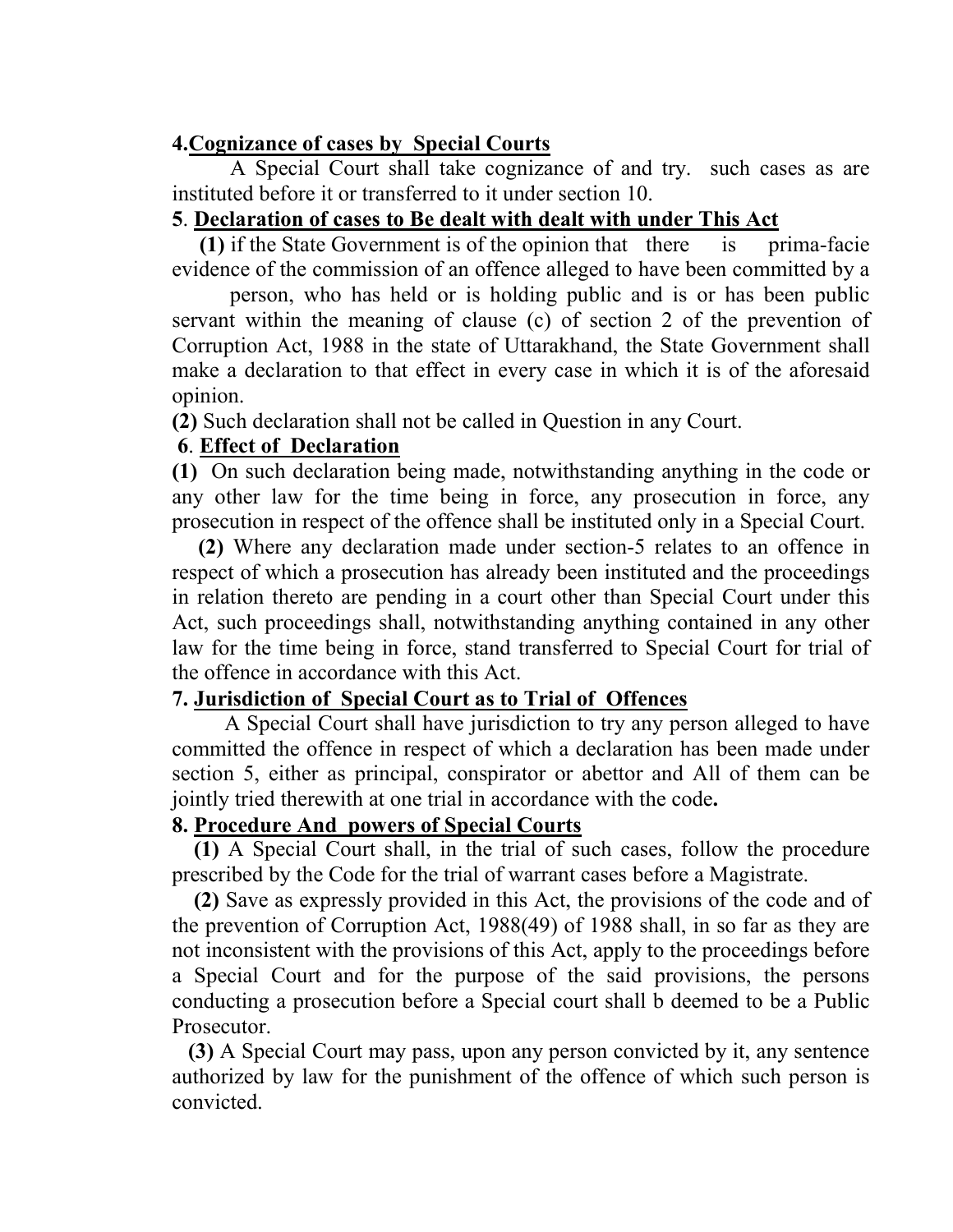**4.Cognizance of cases by Special Courts**

A Special Court shall take cognizance of and try. such cases as are instituted before it or transferred to it under section 10.

**5. Declaration of cases to Be dealt with dealt with under This Act**

**(1)** if the State Government is of the opinion that there is prima-facie evidence of the commission of an offence alleged to have been committed by a person, who has held or is holding public and is or has been public servant within the meaning of clause (c) of section 2 of the prevention of Corruption Act, 1988 in the state of Uttarakhand, the State Government shall make a declaration to that effect in every case in which it is of the aforesaid opinion.

**(2)** Such declaration shall not be called in Question in any Court.

**6. Effect of Declaration**

**(1)** On such declaration being made, notwithstanding anything in the code or any other law for the time being in force, any prosecution in force, any prosecution in respect of the offence shall be instituted only in a Special Court.

**(2)** Where any declaration made under section-5 relates to an offence in respect of which a prosecution has already been instituted and the proceedings in relation thereto are pending in a court other than Special Court under this Act, such proceedings shall, notwithstanding anything contained in any other law for the time being in force, stand transferred to Special Court for trial of the offence in accordance with this Act.

**7. Jurisdiction of Special Court as to Trial of Offences**

A Special Court shall have jurisdiction to try any person alleged to have committed the offence in respect of which a declaration has been made under section 5, either as principal, conspirator or abettor and All of them can be jointly tried therewith at one trial in accordance with the code**.**

**8. Procedure And powers of Special Courts**

**(1)** A Special Court shall, in the trial of such cases, follow the procedure prescribed by the Code for the trial of warrant cases before a Magistrate.

**(2)** Save as expressly provided in this Act, the provisions of the code and of the prevention of Corruption Act, 1988(49) of 1988 shall, in so far as they are not inconsistent with the provisions of this Act, apply to the proceedings before a Special Court and for the purpose of the said provisions, the persons conducting a prosecution before a Special court shall b deemed to be a Public Prosecutor.

**(3)** A Special Court may pass, upon any person convicted by it, any sentence authorized by law for the punishment of the offence of which such person is convicted.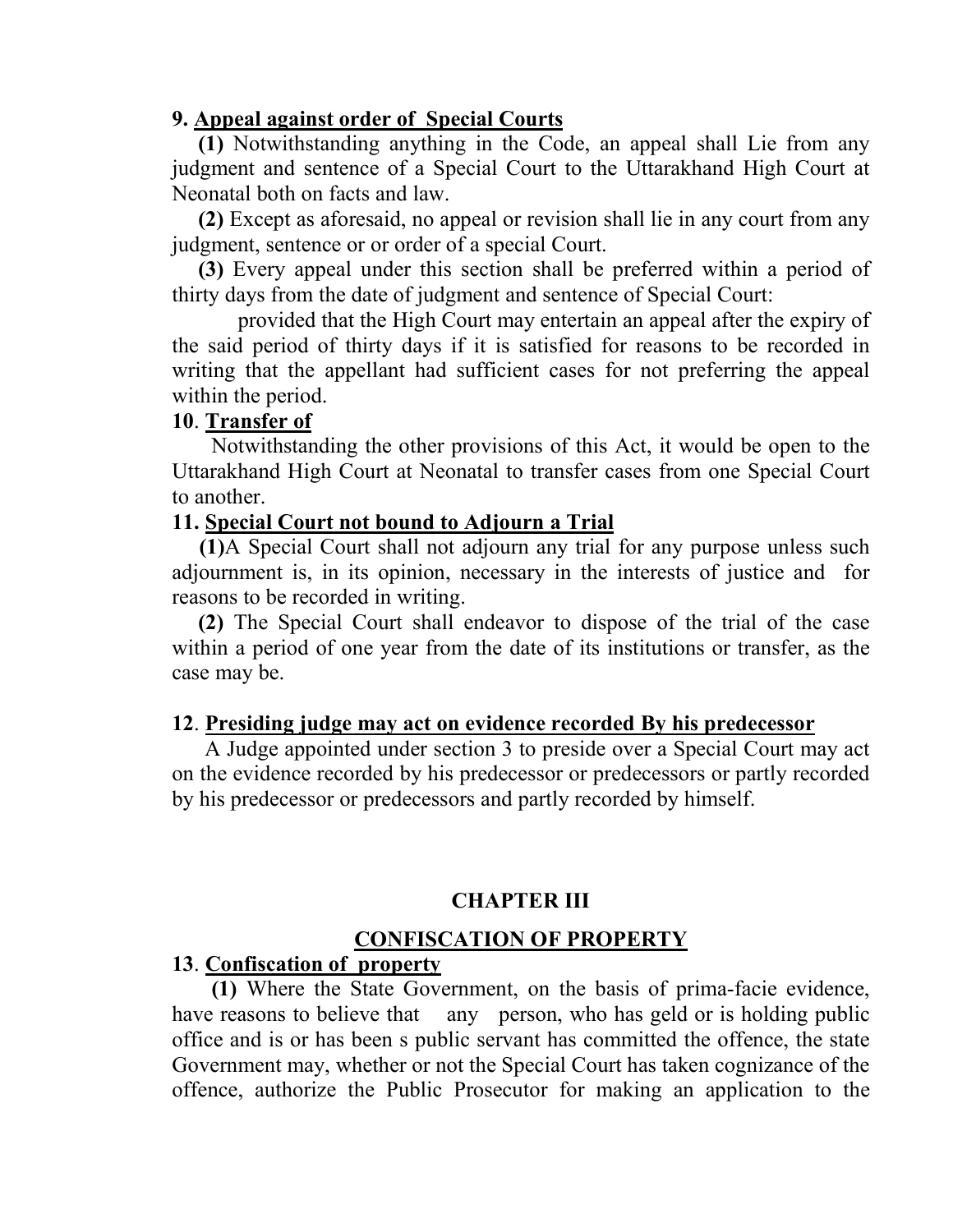**9. Appeal against order of Special Courts**

**(1)** Notwithstanding anything in the Code, an appeal shall Lie from any judgment and sentence of a Special Court to the Uttarakhand High Court at Neonatal both on facts and law.

**(2)** Except as aforesaid, no appeal or revision shall lie in any court from any judgment, sentence or or order of a special Court.

**(3)** Every appeal under this section shall be preferred within a period of thirty days from the date of judgment and sentence of Special Court:

provided that the High Court may entertain an appeal after the expiry of the said period of thirty days if it is satisfied for reasons to be recorded in writing that the appellant had sufficient cases for not preferring the appeal within the period.

**10. Transfer of**

Notwithstanding the other provisions of this Act, it would be open to the Uttarakhand High Court at Neonatal to transfer cases from one Special Court to another.

**11. Special Court not bound to Adjourn a Trial**

**(1)**A Special Court shall not adjourn any trial for any purpose unless such adjournment is, in its opinion, necessary in the interests of justice and for reasons to be recorded in writing.

**(2)** The Special Court shall endeavor to dispose of the trial of the case within a period of one year from the date of its institutions or transfer, as the case may be.

**12. Presiding judge may act on evidence recorded By his predecessor**

A Judge appointed under section 3 to preside over a Special Court may act on the evidence recorded by his predecessor or predecessors or partly recorded by his predecessor or predecessors and partly recorded by himself.

## CHAPTER III

## CONFISCATION OF PROPERTY

**13. Confiscation of property**

**(1)** Where the State Government, on the basis of prima-facie evidence, have reasons to believe that any person, who has geld or is holding public office and is or has been s public servant has committed the offence, the state Government may, whether or not the Special Court has taken cognizance of the offence, authorize the Public Prosecutor for making an application to the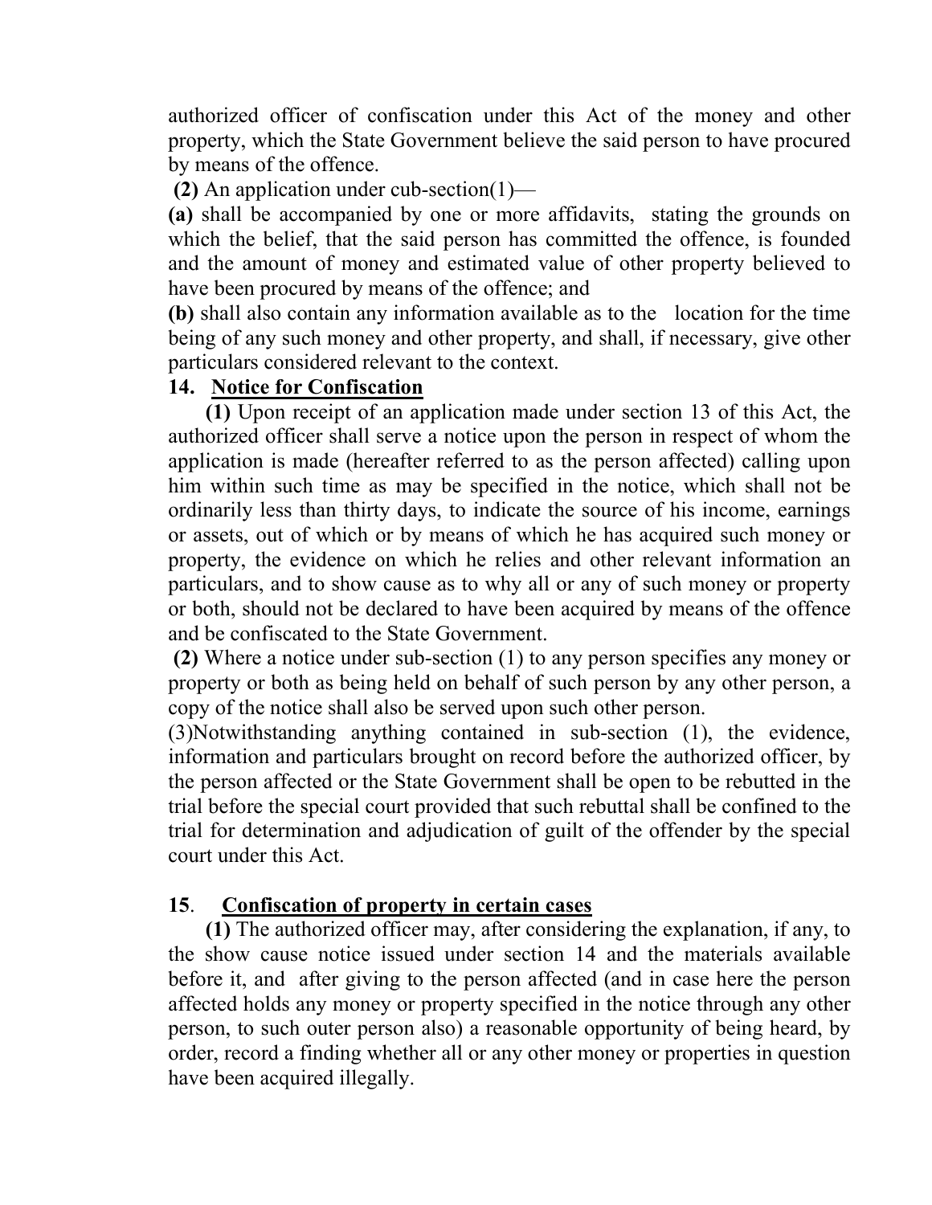authorized officer of confiscation under this Act of the money and other property, which the State Government believe the said person to have procured by means of the offence.

**(2)** An application under cub-section(1)—

**(a)** shall be accompanied by one or more affidavits, stating the grounds on which the belief, that the said person has committed the offence, is founded and the amount of money and estimated value of other property believed to have been procured by means of the offence; and

**(b)** shall also contain any information available as to the location for the time being of any such money and other property, and shall, if necessary, give other particulars considered relevant to the context.

**14. Notice for Confiscation**

**(1)** Upon receipt of an application made under section 13 of this Act, the authorized officer shall serve a notice upon the person in respect of whom the application is made (hereafter referred to as the person affected) calling upon him within such time as may be specified in the notice, which shall not be ordinarily less than thirty days, to indicate the source of his income, earnings or assets, out of which or by means of which he has acquired such money or property, the evidence on which he relies and other relevant information an particulars, and to show cause as to why all or any of such money or property or both, should not be declared to have been acquired by means of the offence and be confiscated to the State Government.

**(2)** Where a notice under sub-section (1) to any person specifies any money or property or both as being held on behalf of such person by any other person, a copy of the notice shall also be served upon such other person.

(3)Notwithstanding anything contained in sub-section (1), the evidence, information and particulars brought on record before the authorized officer, by the person affected or the State Government shall be open to be rebutted in the trial before the special court provided that such rebuttal shall be confined to the trial for determination and adjudication of guilt of the offender by the special court under this Act.

**15. Confiscation of property in certain cases**

**(1)** The authorized officer may, after considering the explanation, if any, to the show cause notice issued under section 14 and the materials available before it, and after giving to the person affected (and in case here the person affected holds any money or property specified in the notice through any other person, to such outer person also) a reasonable opportunity of being heard, by order, record a finding whether all or any other money or properties in question have been acquired illegally.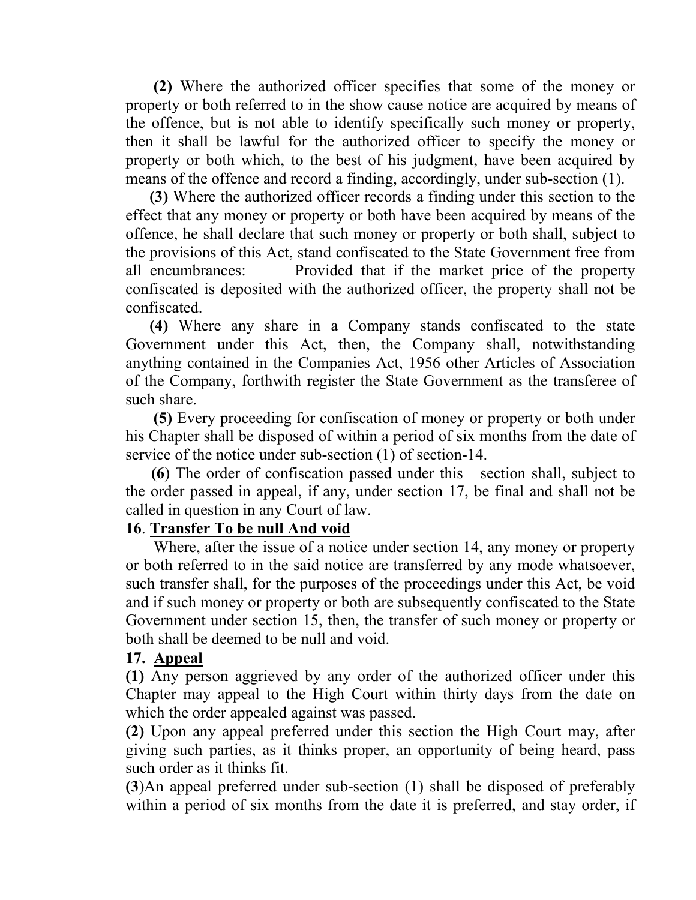**(2)** Where the authorized officer specifies that some of the money or property or both referred to in the show cause notice are acquired by means of the offence, but is not able to identify specifically such money or property, then it shall be lawful for the authorized officer to specify the money or property or both which, to the best of his judgment, have been acquired by means of the offence and record a finding, accordingly, under sub-section (1).

**(3)** Where the authorized officer records a finding under this section to the effect that any money or property or both have been acquired by means of the offence, he shall declare that such money or property or both shall, subject to the provisions of this Act, stand confiscated to the State Government free from all encumbrances: Provided that if the market price of the property confiscated is deposited with the authorized officer, the property shall not be confiscated.

**(4)** Where any share in a Company stands confiscated to the state Government under this Act, then, the Company shall, notwithstanding anything contained in the Companies Act, 1956 other Articles of Association of the Company, forthwith register the State Government as the transferee of such share.

**(5)** Every proceeding for confiscation of money or property or both under his Chapter shall be disposed of within a period of six months from the date of service of the notice under sub-section (1) of section-14.

**(6**) The order of confiscation passed under this section shall, subject to the order passed in appeal, if any, under section 17, be final and shall not be called in question in any Court of law.

**16**. **<u>Transfer To be null And void</u>**

Where, after the issue of a notice under section 14, any money or property or both referred to in the said notice are transferred by any mode whatsoever, such transfer shall, for the purposes of the proceedings under this Act, be void and if such money or property or both are subsequently confiscated to the State Government under section 15, then, the transfer of such money or property or both shall be deemed to be null and void.

**17. <u>Appeal</u>**

**(1)** Any person aggrieved by any order of the authorized officer under this Chapter may appeal to the High Court within thirty days from the date on which the order appealed against was passed.

**(2)** Upon any appeal preferred under this section the High Court may, after giving such parties, as it thinks proper, an opportunity of being heard, pass such order as it thinks fit.

**(3**)An appeal preferred under sub-section (1) shall be disposed of preferably within a period of six months from the date it is preferred, and stay order, if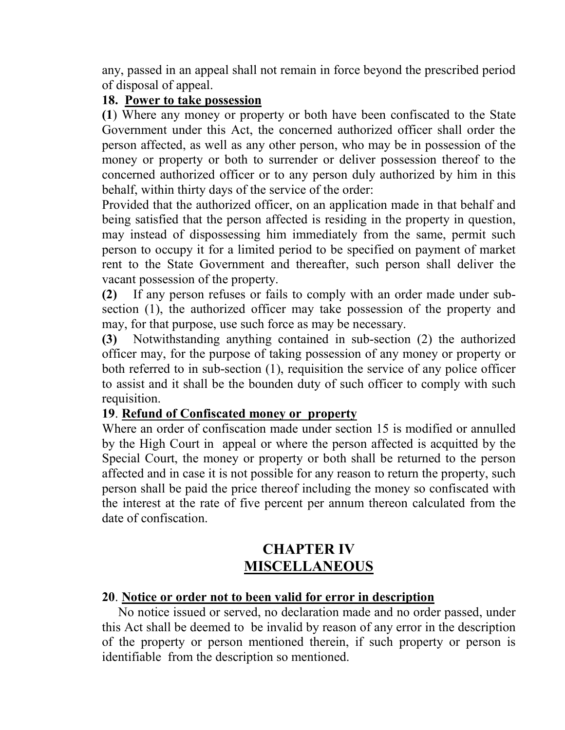any, passed in an appeal shall not remain in force beyond the prescribed period of disposal of appeal.

**18. <u>Power to take possession</u>**

**(1**) Where any money or property or both have been confiscated to the State Government under this Act, the concerned authorized officer shall order the person affected, as well as any other person, who may be in possession of the money or property or both to surrender or deliver possession thereof to the concerned authorized officer or to any person duly authorized by him in this behalf, within thirty days of the service of the order:

Provided that the authorized officer, on an application made in that behalf and being satisfied that the person affected is residing in the property in question, may instead of dispossessing him immediately from the same, permit such person to occupy it for a limited period to be specified on payment of market rent to the State Government and thereafter, such person shall deliver the vacant possession of the property.

**(2)** If any person refuses or fails to comply with an order made under sub-section (1), the authorized officer may take possession of the property and may, for that purpose, use such force as may be necessary.

**(3)** Notwithstanding anything contained in sub-section (2) the authorized officer may, for the purpose of taking possession of any money or property or both referred to in sub-section (1), requisition the service of any police officer to assist and it shall be the bounden duty of such officer to comply with such requisition.

**19**. **<u>Refund of Confiscated money or property</u>**

Where an order of confiscation made under section 15 is modified or annulled by the High Court in appeal or where the person affected is acquitted by the Special Court, the money or property or both shall be returned to the person affected and in case it is not possible for any reason to return the property, such person shall be paid the price thereof including the money so confiscated with the interest at the rate of five percent per annum thereon calculated from the date of confiscation.

## CHAPTER IV
## <u>MISCELLANEOUS</u>

**20**. **<u>Notice or order not to been valid for error in description</u>**

No notice issued or served, no declaration made and no order passed, under this Act shall be deemed to be invalid by reason of any error in the description of the property or person mentioned therein, if such property or person is identifiable from the description so mentioned.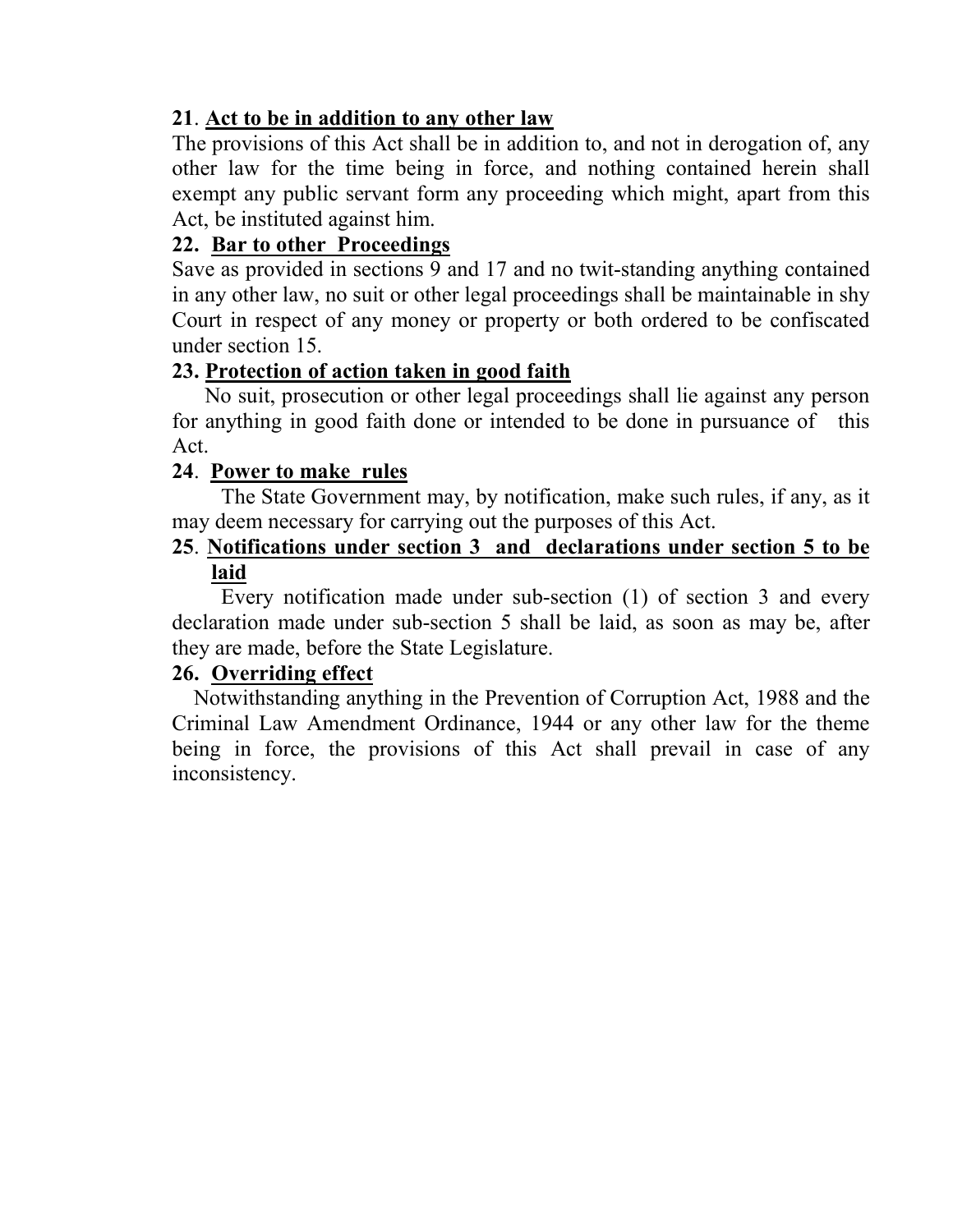**21**. **Act to be in addition to any other law**

The provisions of this Act shall be in addition to, and not in derogation of, any other law for the time being in force, and nothing contained herein shall exempt any public servant form any proceeding which might, apart from this Act, be instituted against him.

**22. Bar to other Proceedings**

Save as provided in sections 9 and 17 and no twit-standing anything contained in any other law, no suit or other legal proceedings shall be maintainable in shy Court in respect of any money or property or both ordered to be confiscated under section 15.

**23. Protection of action taken in good faith**

No suit, prosecution or other legal proceedings shall lie against any person for anything in good faith done or intended to be done in pursuance of this Act.

**24**. **Power to make rules**

The State Government may, by notification, make such rules, if any, as it may deem necessary for carrying out the purposes of this Act.

**25**. **Notifications under section 3 and declarations under section 5 to be laid**

Every notification made under sub-section (1) of section 3 and every declaration made under sub-section 5 shall be laid, as soon as may be, after they are made, before the State Legislature.

**26. Overriding effect**

Notwithstanding anything in the Prevention of Corruption Act, 1988 and the Criminal Law Amendment Ordinance, 1944 or any other law for the theme being in force, the provisions of this Act shall prevail in case of any inconsistency.